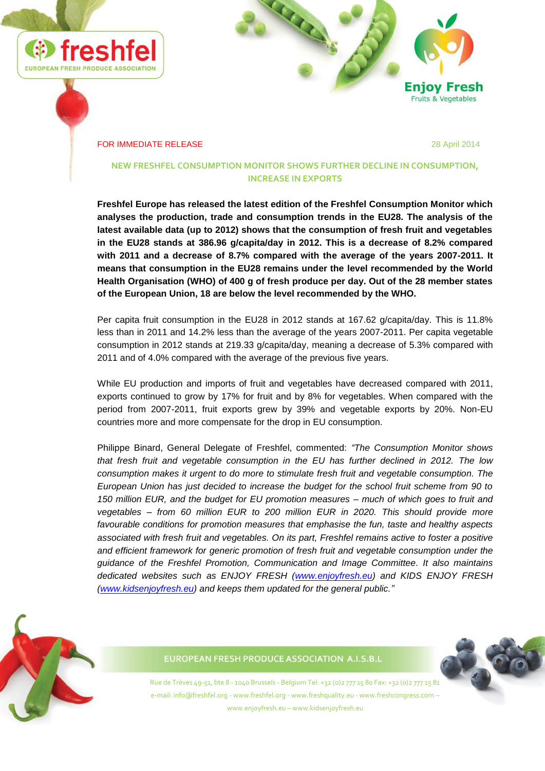FOR IMMEDIATE RELEASE

28 April 2014

## NEW FRESHFEL CONSUMPTION MONITOR SHOWS FURTHER DECLINE IN CONSUMPTION, INCREASE IN EXPORTS

**Freshfel Europe has released the latest edition of the Freshfel Consumption Monitor which analyses the production, trade and consumption trends in the EU28. The analysis of the latest available data (up to 2012) shows that the consumption of fresh fruit and vegetables in the EU28 stands at 386.96 g/capita/day in 2012. This is a decrease of 8.2% compared with 2011 and a decrease of 8.7% compared with the average of the years 2007-2011. It means that consumption in the EU28 remains under the level recommended by the World Health Organisation (WHO) of 400 g of fresh produce per day. Out of the 28 member states of the European Union, 18 are below the level recommended by the WHO.**

Per capita fruit consumption in the EU28 in 2012 stands at 167.62 g/capita/day. This is 11.8% less than in 2011 and 14.2% less than the average of the years 2007-2011. Per capita vegetable consumption in 2012 stands at 219.33 g/capita/day, meaning a decrease of 5.3% compared with 2011 and of 4.0% compared with the average of the previous five years.

While EU production and imports of fruit and vegetables have decreased compared with 2011, exports continued to grow by 17% for fruit and by 8% for vegetables. When compared with the period from 2007-2011, fruit exports grew by 39% and vegetable exports by 20%. Non-EU countries more and more compensate for the drop in EU consumption.

Philippe Binard, General Delegate of Freshfel, commented: *"The Consumption Monitor shows that fresh fruit and vegetable consumption in the EU has further declined in 2012. The low consumption makes it urgent to do more to stimulate fresh fruit and vegetable consumption. The European Union has just decided to increase the budget for the school fruit scheme from 90 to 150 million EUR, and the budget for EU promotion measures – much of which goes to fruit and vegetables – from 60 million EUR to 200 million EUR in 2020. This should provide more favourable conditions for promotion measures that emphasise the fun, taste and healthy aspects associated with fresh fruit and vegetables. On its part, Freshfel remains active to foster a positive and efficient framework for generic promotion of fresh fruit and vegetable consumption under the guidance of the Freshfel Promotion, Communication and Image Committee. It also maintains dedicated websites such as ENJOY FRESH (www.enjoyfresh.eu) and KIDS ENJOY FRESH (www.kidsenjoyfresh.eu) and keeps them updated for the general public."*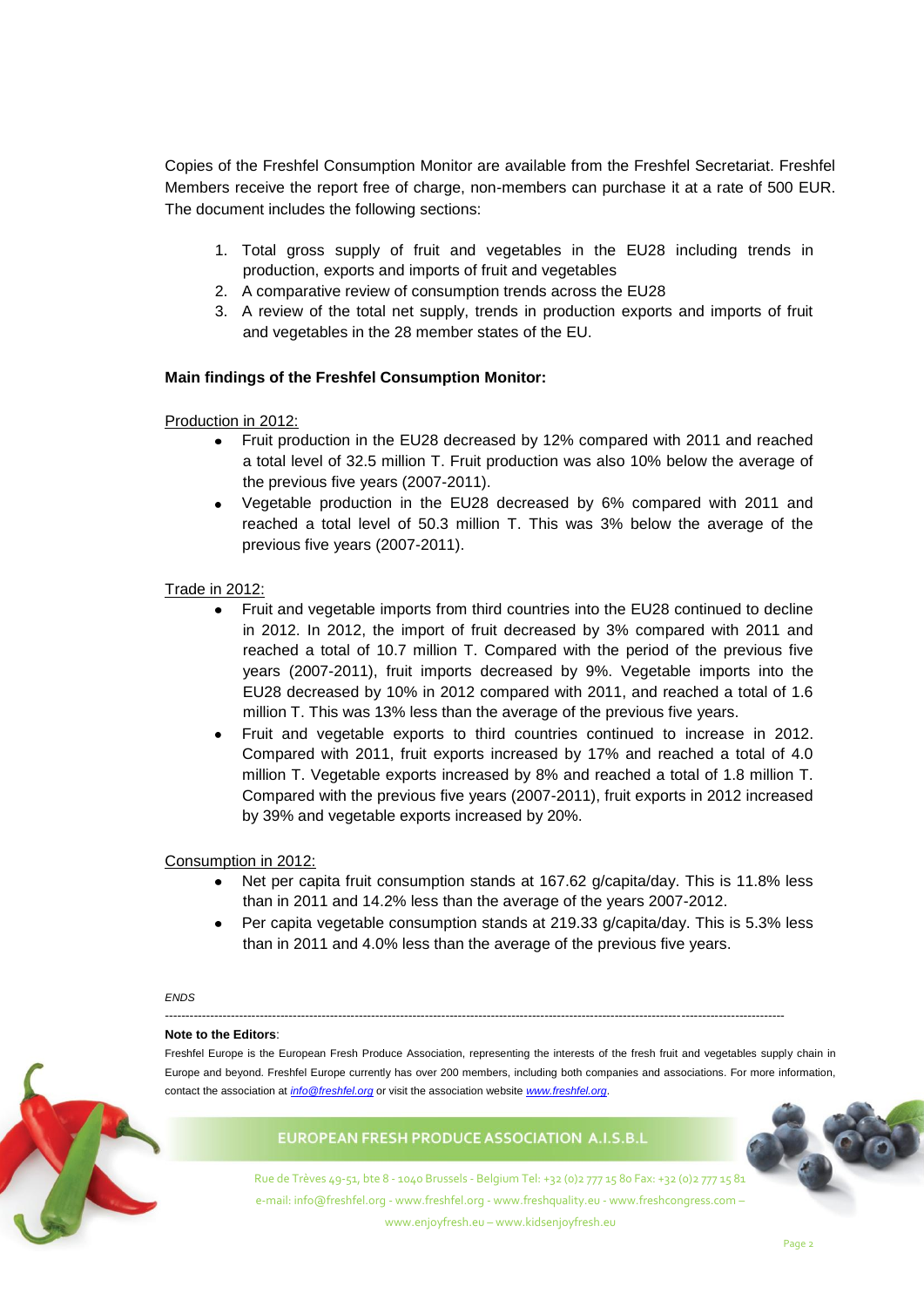Copies of the Freshfel Consumption Monitor are available from the Freshfel Secretariat. Freshfel Members receive the report free of charge, non-members can purchase it at a rate of 500 EUR. The document includes the following sections:

1. Total gross supply of fruit and vegetables in the EU28 including trends in production, exports and imports of fruit and vegetables
2. A comparative review of consumption trends across the EU28
3. A review of the total net supply, trends in production exports and imports of fruit and vegetables in the 28 member states of the EU.

**Main findings of the Freshfel Consumption Monitor:**

Production in 2012:

- Fruit production in the EU28 decreased by 12% compared with 2011 and reached a total level of 32.5 million T. Fruit production was also 10% below the average of the previous five years (2007-2011).
- Vegetable production in the EU28 decreased by 6% compared with 2011 and reached a total level of 50.3 million T. This was 3% below the average of the previous five years (2007-2011).

Trade in 2012:

- Fruit and vegetable imports from third countries into the EU28 continued to decline in 2012. In 2012, the import of fruit decreased by 3% compared with 2011 and reached a total of 10.7 million T. Compared with the period of the previous five years (2007-2011), fruit imports decreased by 9%. Vegetable imports into the EU28 decreased by 10% in 2012 compared with 2011, and reached a total of 1.6 million T. This was 13% less than the average of the previous five years.
- Fruit and vegetable exports to third countries continued to increase in 2012. Compared with 2011, fruit exports increased by 17% and reached a total of 4.0 million T. Vegetable exports increased by 8% and reached a total of 1.8 million T. Compared with the previous five years (2007-2011), fruit exports in 2012 increased by 39% and vegetable exports increased by 20%.

Consumption in 2012:

- Net per capita fruit consumption stands at 167.62 g/capita/day. This is 11.8% less than in 2011 and 14.2% less than the average of the years 2007-2012.
- Per capita vegetable consumption stands at 219.33 g/capita/day. This is 5.3% less than in 2011 and 4.0% less than the average of the previous five years.

*ENDS*

---

**Note to the Editors**: Freshfel Europe is the European Fresh Produce Association, representing the interests of the fresh fruit and vegetables supply chain in Europe and beyond. Freshfel Europe currently has over 200 members, including both companies and associations. For more information, contact the association at *info@freshfel.org* or visit the association website *www.freshfel.org*.

EUROPEAN FRESH PRODUCE ASSOCIATION A.I.S.B.L

Rue de Trèves 49-51, bte 8 - 1040 Brussels - Belgium Tel: +32 (0)2 777 15 80 Fax: +32 (0)2 777 15 81
e-mail: info@freshfel.org - www.freshfel.org - www.freshquality.eu - www.freshcongress.com – www.enjoyfresh.eu – www.kidsenjoyfresh.eu